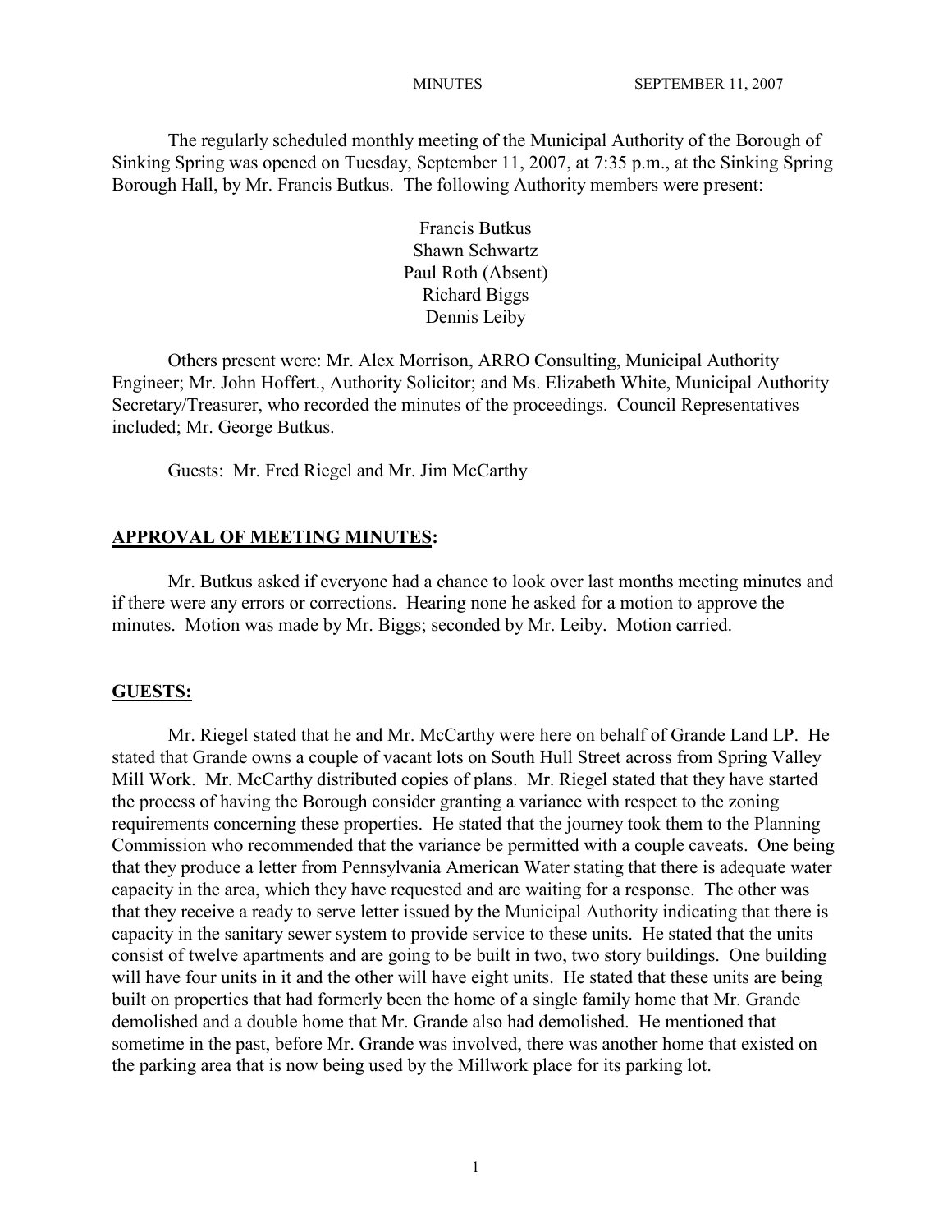MINUTES SEPTEMBER 11, 2007

The regularly scheduled monthly meeting of the Municipal Authority of the Borough of Sinking Spring was opened on Tuesday, September 11, 2007, at 7:35 p.m., at the Sinking Spring Borough Hall, by Mr. Francis Butkus. The following Authority members were present:

Francis Butkus
Shawn Schwartz
Paul Roth (Absent)
Richard Biggs
Dennis Leiby

Others present were: Mr. Alex Morrison, ARRO Consulting, Municipal Authority Engineer; Mr. John Hoffert., Authority Solicitor; and Ms. Elizabeth White, Municipal Authority Secretary/Treasurer, who recorded the minutes of the proceedings. Council Representatives included; Mr. George Butkus.

Guests: Mr. Fred Riegel and Mr. Jim McCarthy

**APPROVAL OF MEETING MINUTES:**

Mr. Butkus asked if everyone had a chance to look over last months meeting minutes and if there were any errors or corrections. Hearing none he asked for a motion to approve the minutes. Motion was made by Mr. Biggs; seconded by Mr. Leiby. Motion carried.

**GUESTS:**

Mr. Riegel stated that he and Mr. McCarthy were here on behalf of Grande Land LP. He stated that Grande owns a couple of vacant lots on South Hull Street across from Spring Valley Mill Work. Mr. McCarthy distributed copies of plans. Mr. Riegel stated that they have started the process of having the Borough consider granting a variance with respect to the zoning requirements concerning these properties. He stated that the journey took them to the Planning Commission who recommended that the variance be permitted with a couple caveats. One being that they produce a letter from Pennsylvania American Water stating that there is adequate water capacity in the area, which they have requested and are waiting for a response. The other was that they receive a ready to serve letter issued by the Municipal Authority indicating that there is capacity in the sanitary sewer system to provide service to these units. He stated that the units consist of twelve apartments and are going to be built in two, two story buildings. One building will have four units in it and the other will have eight units. He stated that these units are being built on properties that had formerly been the home of a single family home that Mr. Grande demolished and a double home that Mr. Grande also had demolished. He mentioned that sometime in the past, before Mr. Grande was involved, there was another home that existed on the parking area that is now being used by the Millwork place for its parking lot.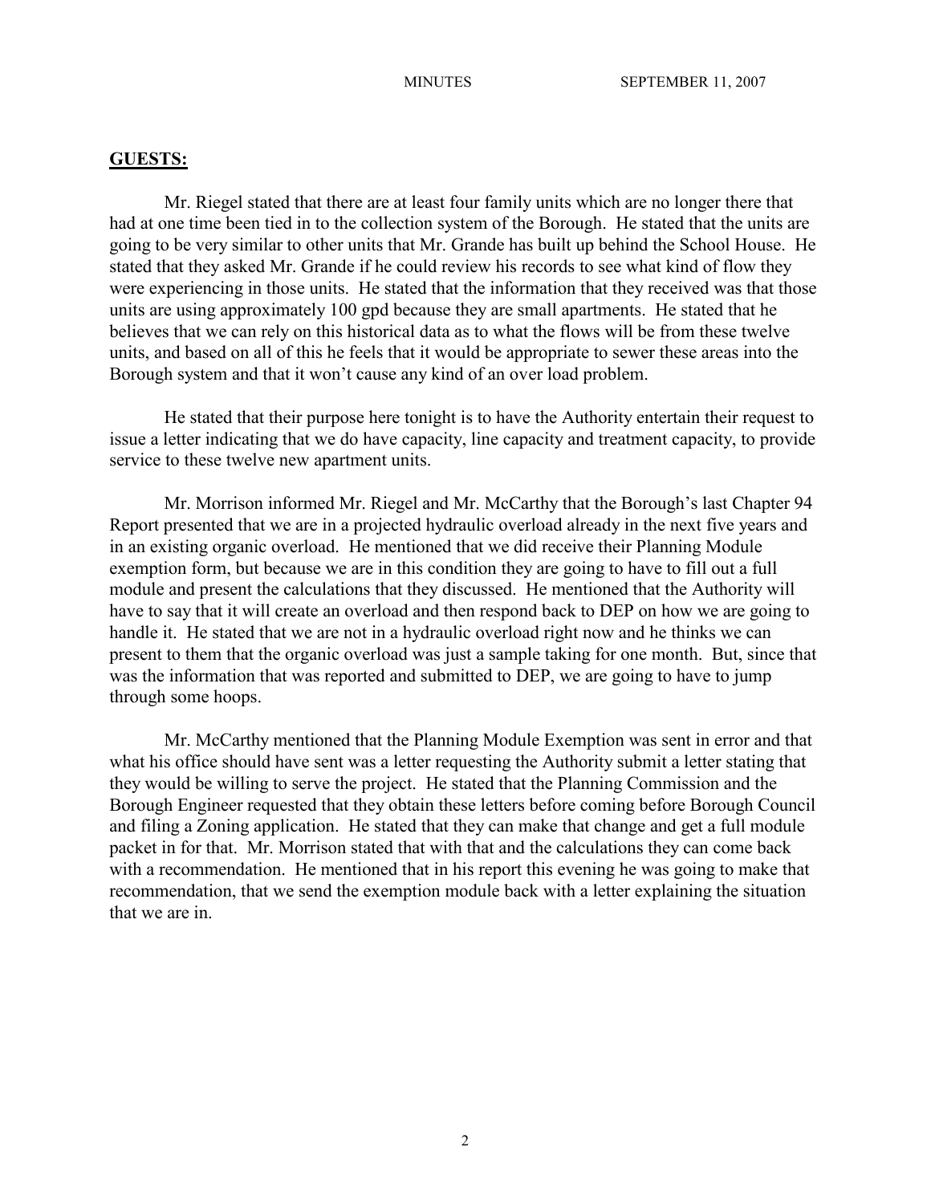**GUESTS:**

Mr. Riegel stated that there are at least four family units which are no longer there that had at one time been tied in to the collection system of the Borough. He stated that the units are going to be very similar to other units that Mr. Grande has built up behind the School House. He stated that they asked Mr. Grande if he could review his records to see what kind of flow they were experiencing in those units. He stated that the information that they received was that those units are using approximately 100 gpd because they are small apartments. He stated that he believes that we can rely on this historical data as to what the flows will be from these twelve units, and based on all of this he feels that it would be appropriate to sewer these areas into the Borough system and that it won't cause any kind of an over load problem.

He stated that their purpose here tonight is to have the Authority entertain their request to issue a letter indicating that we do have capacity, line capacity and treatment capacity, to provide service to these twelve new apartment units.

Mr. Morrison informed Mr. Riegel and Mr. McCarthy that the Borough's last Chapter 94 Report presented that we are in a projected hydraulic overload already in the next five years and in an existing organic overload. He mentioned that we did receive their Planning Module exemption form, but because we are in this condition they are going to have to fill out a full module and present the calculations that they discussed. He mentioned that the Authority will have to say that it will create an overload and then respond back to DEP on how we are going to handle it. He stated that we are not in a hydraulic overload right now and he thinks we can present to them that the organic overload was just a sample taking for one month. But, since that was the information that was reported and submitted to DEP, we are going to have to jump through some hoops.

Mr. McCarthy mentioned that the Planning Module Exemption was sent in error and that what his office should have sent was a letter requesting the Authority submit a letter stating that they would be willing to serve the project. He stated that the Planning Commission and the Borough Engineer requested that they obtain these letters before coming before Borough Council and filing a Zoning application. He stated that they can make that change and get a full module packet in for that. Mr. Morrison stated that with that and the calculations they can come back with a recommendation. He mentioned that in his report this evening he was going to make that recommendation, that we send the exemption module back with a letter explaining the situation that we are in.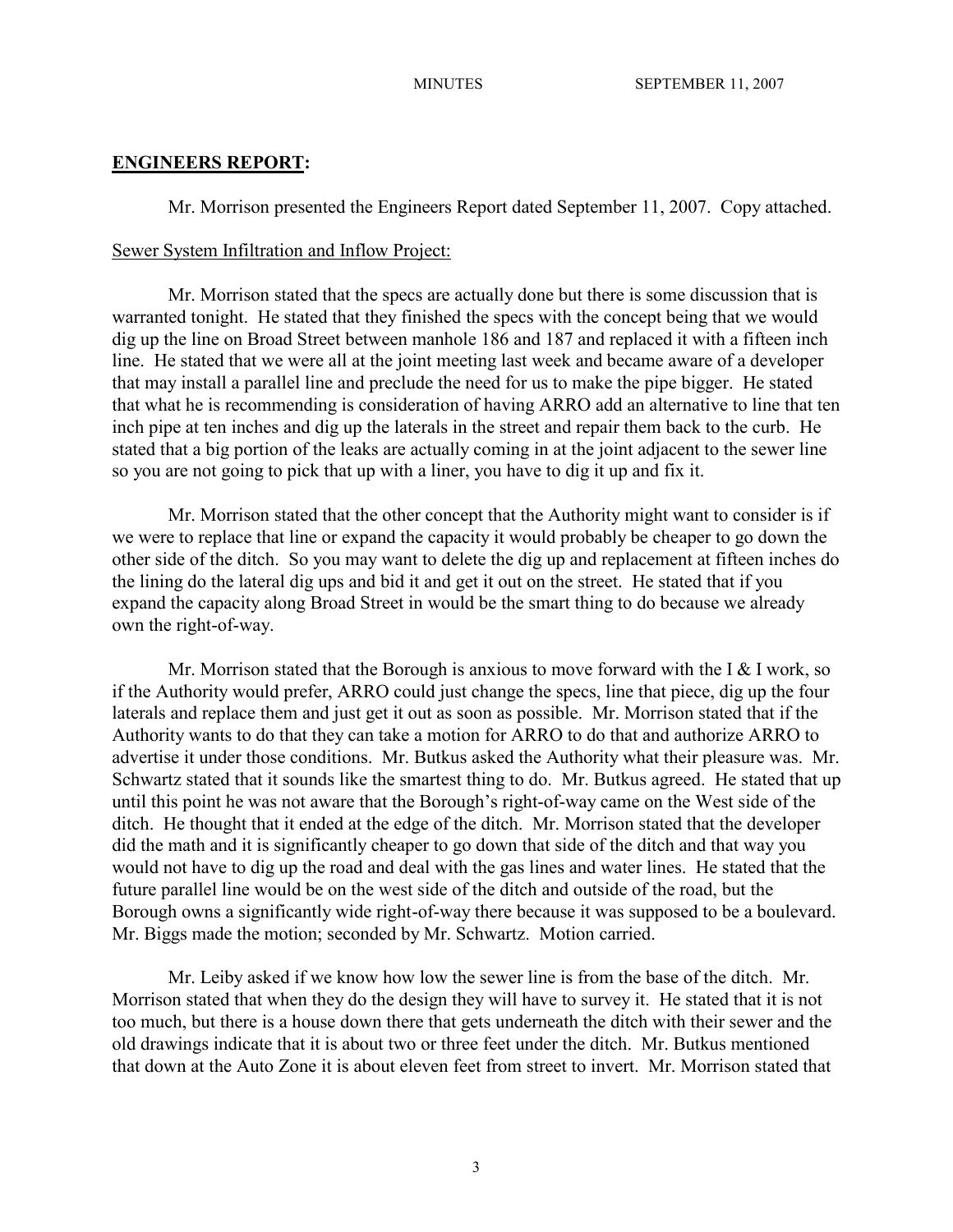## ENGINEERS REPORT:

Mr. Morrison presented the Engineers Report dated September 11, 2007. Copy attached.

Sewer System Infiltration and Inflow Project:

Mr. Morrison stated that the specs are actually done but there is some discussion that is warranted tonight. He stated that they finished the specs with the concept being that we would dig up the line on Broad Street between manhole 186 and 187 and replaced it with a fifteen inch line. He stated that we were all at the joint meeting last week and became aware of a developer that may install a parallel line and preclude the need for us to make the pipe bigger. He stated that what he is recommending is consideration of having ARRO add an alternative to line that ten inch pipe at ten inches and dig up the laterals in the street and repair them back to the curb. He stated that a big portion of the leaks are actually coming in at the joint adjacent to the sewer line so you are not going to pick that up with a liner, you have to dig it up and fix it.

Mr. Morrison stated that the other concept that the Authority might want to consider is if we were to replace that line or expand the capacity it would probably be cheaper to go down the other side of the ditch. So you may want to delete the dig up and replacement at fifteen inches do the lining do the lateral dig ups and bid it and get it out on the street. He stated that if you expand the capacity along Broad Street in would be the smart thing to do because we already own the right-of-way.

Mr. Morrison stated that the Borough is anxious to move forward with the I & I work, so if the Authority would prefer, ARRO could just change the specs, line that piece, dig up the four laterals and replace them and just get it out as soon as possible. Mr. Morrison stated that if the Authority wants to do that they can take a motion for ARRO to do that and authorize ARRO to advertise it under those conditions. Mr. Butkus asked the Authority what their pleasure was. Mr. Schwartz stated that it sounds like the smartest thing to do. Mr. Butkus agreed. He stated that up until this point he was not aware that the Borough's right-of-way came on the West side of the ditch. He thought that it ended at the edge of the ditch. Mr. Morrison stated that the developer did the math and it is significantly cheaper to go down that side of the ditch and that way you would not have to dig up the road and deal with the gas lines and water lines. He stated that the future parallel line would be on the west side of the ditch and outside of the road, but the Borough owns a significantly wide right-of-way there because it was supposed to be a boulevard. Mr. Biggs made the motion; seconded by Mr. Schwartz. Motion carried.

Mr. Leiby asked if we know how low the sewer line is from the base of the ditch. Mr. Morrison stated that when they do the design they will have to survey it. He stated that it is not too much, but there is a house down there that gets underneath the ditch with their sewer and the old drawings indicate that it is about two or three feet under the ditch. Mr. Butkus mentioned that down at the Auto Zone it is about eleven feet from street to invert. Mr. Morrison stated that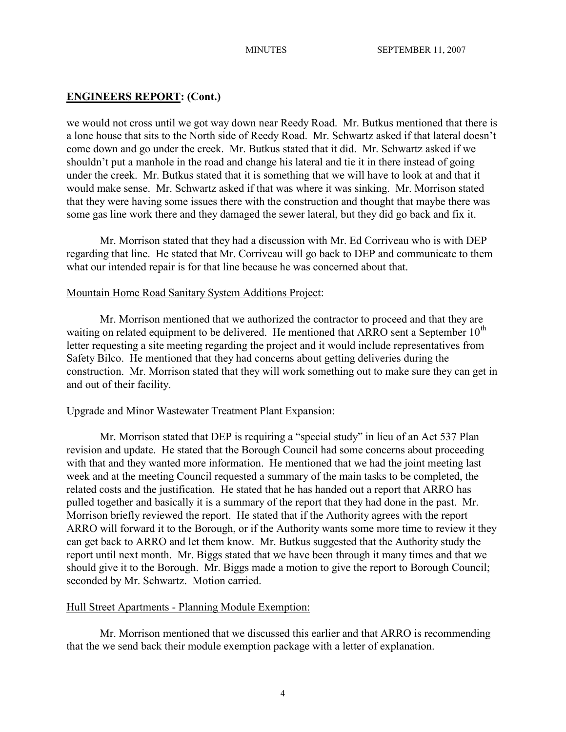## ENGINEERS REPORT: (Cont.)

we would not cross until we got way down near Reedy Road. Mr. Butkus mentioned that there is a lone house that sits to the North side of Reedy Road. Mr. Schwartz asked if that lateral doesn't come down and go under the creek. Mr. Butkus stated that it did. Mr. Schwartz asked if we shouldn't put a manhole in the road and change his lateral and tie it in there instead of going under the creek. Mr. Butkus stated that it is something that we will have to look at and that it would make sense. Mr. Schwartz asked if that was where it was sinking. Mr. Morrison stated that they were having some issues there with the construction and thought that maybe there was some gas line work there and they damaged the sewer lateral, but they did go back and fix it.

Mr. Morrison stated that they had a discussion with Mr. Ed Corriveau who is with DEP regarding that line. He stated that Mr. Corriveau will go back to DEP and communicate to them what our intended repair is for that line because he was concerned about that.

Mountain Home Road Sanitary System Additions Project:

Mr. Morrison mentioned that we authorized the contractor to proceed and that they are waiting on related equipment to be delivered. He mentioned that ARRO sent a September 10th letter requesting a site meeting regarding the project and it would include representatives from Safety Bilco. He mentioned that they had concerns about getting deliveries during the construction. Mr. Morrison stated that they will work something out to make sure they can get in and out of their facility.

Upgrade and Minor Wastewater Treatment Plant Expansion:

Mr. Morrison stated that DEP is requiring a "special study" in lieu of an Act 537 Plan revision and update. He stated that the Borough Council had some concerns about proceeding with that and they wanted more information. He mentioned that we had the joint meeting last week and at the meeting Council requested a summary of the main tasks to be completed, the related costs and the justification. He stated that he has handed out a report that ARRO has pulled together and basically it is a summary of the report that they had done in the past. Mr. Morrison briefly reviewed the report. He stated that if the Authority agrees with the report ARRO will forward it to the Borough, or if the Authority wants some more time to review it they can get back to ARRO and let them know. Mr. Butkus suggested that the Authority study the report until next month. Mr. Biggs stated that we have been through it many times and that we should give it to the Borough. Mr. Biggs made a motion to give the report to Borough Council; seconded by Mr. Schwartz. Motion carried.

Hull Street Apartments - Planning Module Exemption:

Mr. Morrison mentioned that we discussed this earlier and that ARRO is recommending that the we send back their module exemption package with a letter of explanation.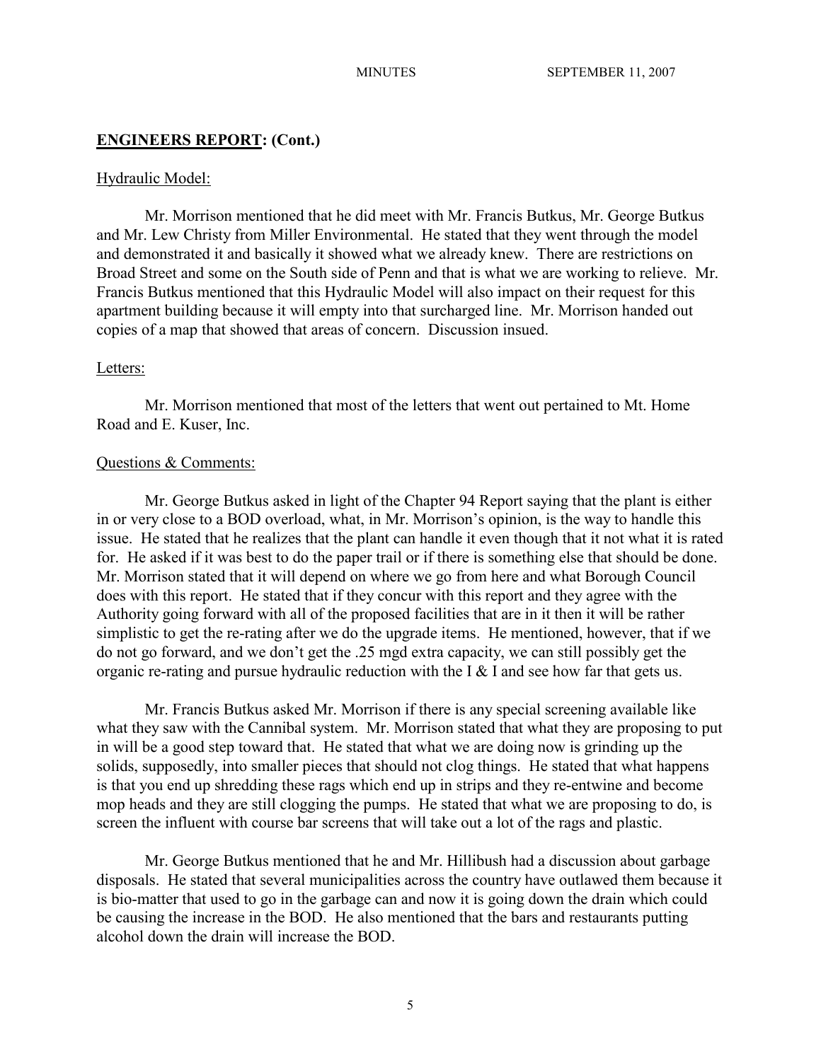## ENGINEERS REPORT: (Cont.)

Hydraulic Model:

Mr. Morrison mentioned that he did meet with Mr. Francis Butkus, Mr. George Butkus and Mr. Lew Christy from Miller Environmental. He stated that they went through the model and demonstrated it and basically it showed what we already knew. There are restrictions on Broad Street and some on the South side of Penn and that is what we are working to relieve. Mr. Francis Butkus mentioned that this Hydraulic Model will also impact on their request for this apartment building because it will empty into that surcharged line. Mr. Morrison handed out copies of a map that showed that areas of concern. Discussion insued.

Letters:

Mr. Morrison mentioned that most of the letters that went out pertained to Mt. Home Road and E. Kuser, Inc.

Questions & Comments:

Mr. George Butkus asked in light of the Chapter 94 Report saying that the plant is either in or very close to a BOD overload, what, in Mr. Morrison's opinion, is the way to handle this issue. He stated that he realizes that the plant can handle it even though that it not what it is rated for. He asked if it was best to do the paper trail or if there is something else that should be done. Mr. Morrison stated that it will depend on where we go from here and what Borough Council does with this report. He stated that if they concur with this report and they agree with the Authority going forward with all of the proposed facilities that are in it then it will be rather simplistic to get the re-rating after we do the upgrade items. He mentioned, however, that if we do not go forward, and we don't get the .25 mgd extra capacity, we can still possibly get the organic re-rating and pursue hydraulic reduction with the I & I and see how far that gets us.

Mr. Francis Butkus asked Mr. Morrison if there is any special screening available like what they saw with the Cannibal system. Mr. Morrison stated that what they are proposing to put in will be a good step toward that. He stated that what we are doing now is grinding up the solids, supposedly, into smaller pieces that should not clog things. He stated that what happens is that you end up shredding these rags which end up in strips and they re-entwine and become mop heads and they are still clogging the pumps. He stated that what we are proposing to do, is screen the influent with course bar screens that will take out a lot of the rags and plastic.

Mr. George Butkus mentioned that he and Mr. Hillibush had a discussion about garbage disposals. He stated that several municipalities across the country have outlawed them because it is bio-matter that used to go in the garbage can and now it is going down the drain which could be causing the increase in the BOD. He also mentioned that the bars and restaurants putting alcohol down the drain will increase the BOD.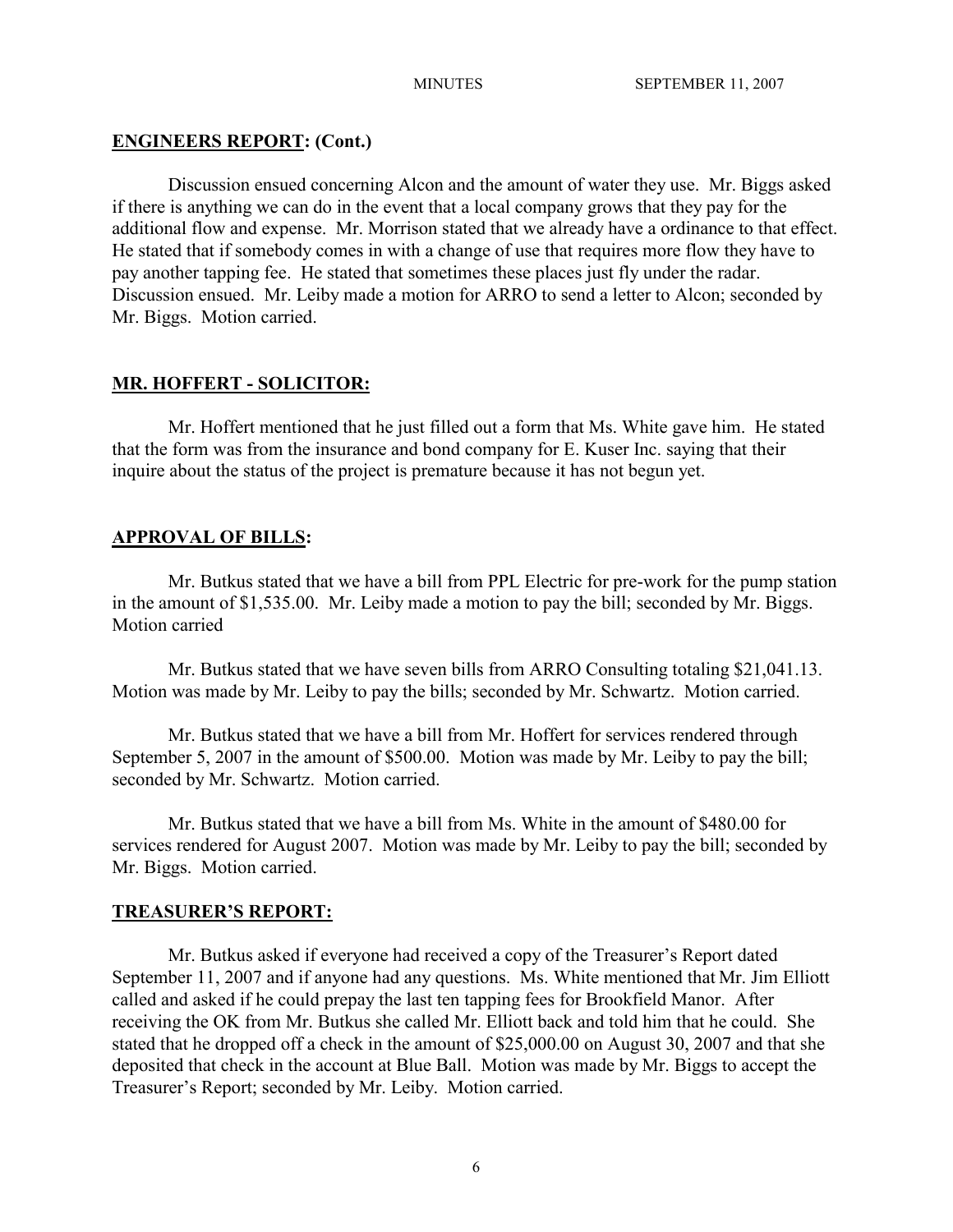## ENGINEERS REPORT: (Cont.)

Discussion ensued concerning Alcon and the amount of water they use. Mr. Biggs asked if there is anything we can do in the event that a local company grows that they pay for the additional flow and expense. Mr. Morrison stated that we already have a ordinance to that effect. He stated that if somebody comes in with a change of use that requires more flow they have to pay another tapping fee. He stated that sometimes these places just fly under the radar. Discussion ensued. Mr. Leiby made a motion for ARRO to send a letter to Alcon; seconded by Mr. Biggs. Motion carried.

## MR. HOFFERT - SOLICITOR:

Mr. Hoffert mentioned that he just filled out a form that Ms. White gave him. He stated that the form was from the insurance and bond company for E. Kuser Inc. saying that their inquire about the status of the project is premature because it has not begun yet.

## APPROVAL OF BILLS:

Mr. Butkus stated that we have a bill from PPL Electric for pre-work for the pump station in the amount of $1,535.00. Mr. Leiby made a motion to pay the bill; seconded by Mr. Biggs. Motion carried

Mr. Butkus stated that we have seven bills from ARRO Consulting totaling $21,041.13. Motion was made by Mr. Leiby to pay the bills; seconded by Mr. Schwartz. Motion carried.

Mr. Butkus stated that we have a bill from Mr. Hoffert for services rendered through September 5, 2007 in the amount of $500.00. Motion was made by Mr. Leiby to pay the bill; seconded by Mr. Schwartz. Motion carried.

Mr. Butkus stated that we have a bill from Ms. White in the amount of $480.00 for services rendered for August 2007. Motion was made by Mr. Leiby to pay the bill; seconded by Mr. Biggs. Motion carried.

## TREASURER'S REPORT:

Mr. Butkus asked if everyone had received a copy of the Treasurer's Report dated September 11, 2007 and if anyone had any questions. Ms. White mentioned that Mr. Jim Elliott called and asked if he could prepay the last ten tapping fees for Brookfield Manor. After receiving the OK from Mr. Butkus she called Mr. Elliott back and told him that he could. She stated that he dropped off a check in the amount of $25,000.00 on August 30, 2007 and that she deposited that check in the account at Blue Ball. Motion was made by Mr. Biggs to accept the Treasurer's Report; seconded by Mr. Leiby. Motion carried.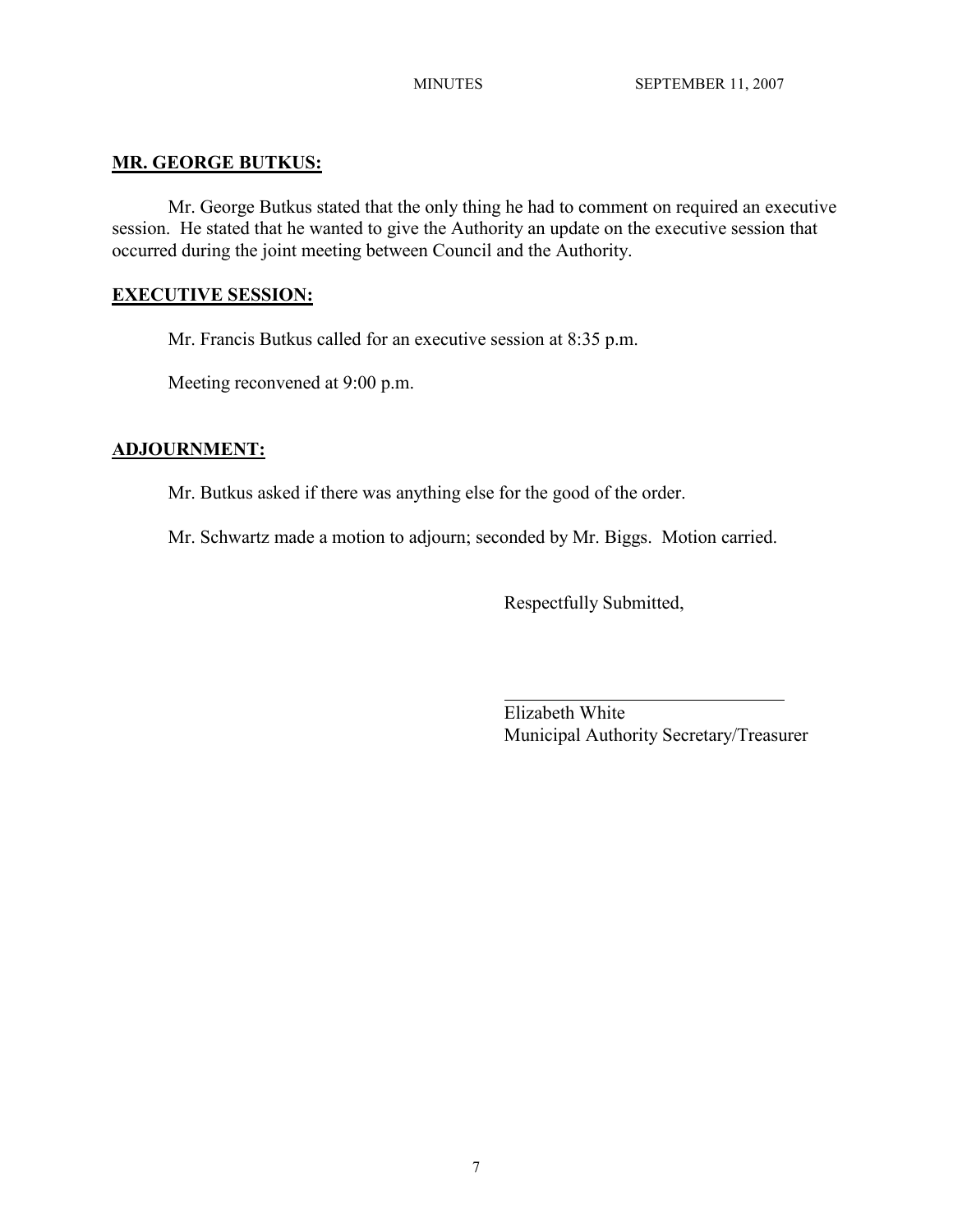**MR. GEORGE BUTKUS:**

Mr. George Butkus stated that the only thing he had to comment on required an executive session. He stated that he wanted to give the Authority an update on the executive session that occurred during the joint meeting between Council and the Authority.

**EXECUTIVE SESSION:**

Mr. Francis Butkus called for an executive session at 8:35 p.m.

Meeting reconvened at 9:00 p.m.

**ADJOURNMENT:**

Mr. Butkus asked if there was anything else for the good of the order.

Mr. Schwartz made a motion to adjourn; seconded by Mr. Biggs. Motion carried.

Respectfully Submitted,

Elizabeth White
Municipal Authority Secretary/Treasurer